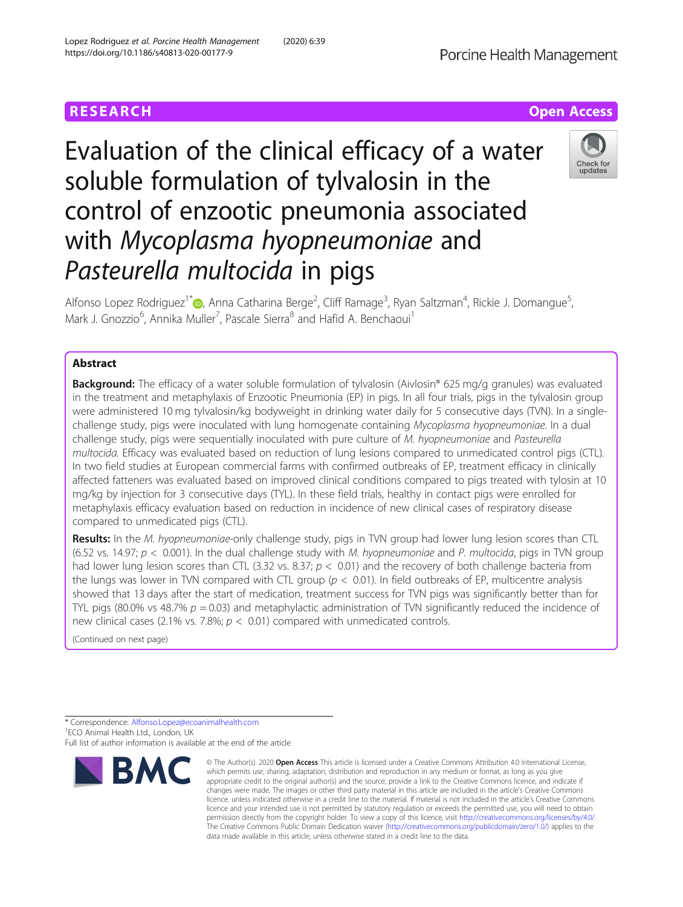**RESEARCH** **Open Access**

# Evaluation of the clinical efficacy of a water soluble formulation of tylvalosin in the control of enzootic pneumonia associated with *Mycoplasma hyopneumoniae* and *Pasteurella multocida* in pigs

Alfonso Lopez Rodriguez[1*], Anna Catharina Berge[2], Cliff Ramage[3], Ryan Saltzman[4], Rickie J. Domangue[5], Mark J. Gnozzio[6], Annika Muller[7], Pascale Sierra[8] and Hafid A. Benchaoui[1]

## Abstract

**Background:** The efficacy of a water soluble formulation of tylvalosin (Aivlosin® 625 mg/g granules) was evaluated in the treatment and metaphylaxis of Enzootic Pneumonia (EP) in pigs. In all four trials, pigs in the tylvalosin group were administered 10 mg tylvalosin/kg bodyweight in drinking water daily for 5 consecutive days (TVN). In a single-challenge study, pigs were inoculated with lung homogenate containing *Mycoplasma hyopneumoniae*. In a dual challenge study, pigs were sequentially inoculated with pure culture of *M. hyopneumoniae* and *Pasteurella multocida*. Efficacy was evaluated based on reduction of lung lesions compared to unmedicated control pigs (CTL). In two field studies at European commercial farms with confirmed outbreaks of EP, treatment efficacy in clinically affected fatteners was evaluated based on improved clinical conditions compared to pigs treated with tylosin at 10 mg/kg by injection for 3 consecutive days (TYL). In these field trials, healthy in contact pigs were enrolled for metaphylaxis efficacy evaluation based on reduction in incidence of new clinical cases of respiratory disease compared to unmedicated pigs (CTL).

**Results:** In the *M. hyopneumoniae*-only challenge study, pigs in TVN group had lower lung lesion scores than CTL (6.52 vs. 14.97; $p < 0.001$). In the dual challenge study with *M. hyopneumoniae* and *P. multocida*, pigs in TVN group had lower lung lesion scores than CTL (3.32 vs. 8.37; $p < 0.01$) and the recovery of both challenge bacteria from the lungs was lower in TVN compared with CTL group ($p < 0.01$). In field outbreaks of EP, multicentre analysis showed that 13 days after the start of medication, treatment success for TVN pigs was significantly better than for TYL pigs (80.0% vs 48.7% $p = 0.03$) and metaphylactic administration of TVN significantly reduced the incidence of new clinical cases (2.1% vs. 7.8%; $p < 0.01$) compared with unmedicated controls.

(Continued on next page)

\* Correspondence: Alfonso.Lopez@ecoanimalhealth.com
[1]ECO Animal Health Ltd., London, UK
Full list of author information is available at the end of the article

© The Author(s). 2020 **Open Access** This article is licensed under a Creative Commons Attribution 4.0 International License, which permits use, sharing, adaptation, distribution and reproduction in any medium or format, as long as you give appropriate credit to the original author(s) and the source, provide a link to the Creative Commons licence, and indicate if changes were made. The images or other third party material in this article are included in the article's Creative Commons licence, unless indicated otherwise in a credit line to the material. If material is not included in the article's Creative Commons licence and your intended use is not permitted by statutory regulation or exceeds the permitted use, you will need to obtain permission directly from the copyright holder. To view a copy of this licence, visit http://creativecommons.org/licenses/by/4.0/. The Creative Commons Public Domain Dedication waiver (http://creativecommons.org/publicdomain/zero/1.0/) applies to the data made available in this article, unless otherwise stated in a credit line to the data.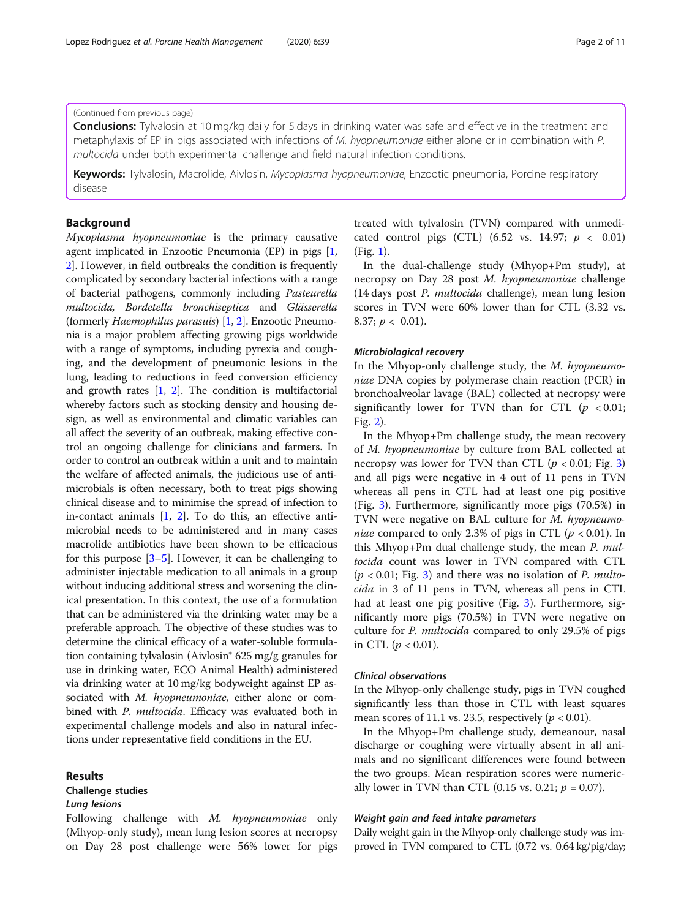(Continued from previous page)

**Conclusions:** Tylvalosin at 10 mg/kg daily for 5 days in drinking water was safe and effective in the treatment and metaphylaxis of EP in pigs associated with infections of *M. hyopneumoniae* either alone or in combination with *P. multocida* under both experimental challenge and field natural infection conditions.

**Keywords:** Tylvalosin, Macrolide, Aivlosin, *Mycoplasma hyopneumoniae*, Enzootic pneumonia, Porcine respiratory disease

## Background

*Mycoplasma hyopneumoniae* is the primary causative agent implicated in Enzootic Pneumonia (EP) in pigs [1, 2]. However, in field outbreaks the condition is frequently complicated by secondary bacterial infections with a range of bacterial pathogens, commonly including *Pasteurella multocida, Bordetella bronchiseptica* and *Glässerella* (formerly *Haemophilus parasuis*) [1, 2]. Enzootic Pneumonia is a major problem affecting growing pigs worldwide with a range of symptoms, including pyrexia and coughing, and the development of pneumonic lesions in the lung, leading to reductions in feed conversion efficiency and growth rates [1, 2]. The condition is multifactorial whereby factors such as stocking density and housing design, as well as environmental and climatic variables can all affect the severity of an outbreak, making effective control an ongoing challenge for clinicians and farmers. In order to control an outbreak within a unit and to maintain the welfare of affected animals, the judicious use of antimicrobials is often necessary, both to treat pigs showing clinical disease and to minimise the spread of infection to in-contact animals [1, 2]. To do this, an effective antimicrobial needs to be administered and in many cases macrolide antibiotics have been shown to be efficacious for this purpose [3–5]. However, it can be challenging to administer injectable medication to all animals in a group without inducing additional stress and worsening the clinical presentation. In this context, the use of a formulation that can be administered via the drinking water may be a preferable approach. The objective of these studies was to determine the clinical efficacy of a water-soluble formulation containing tylvalosin (Aivlosin® 625 mg/g granules for use in drinking water, ECO Animal Health) administered via drinking water at 10 mg/kg bodyweight against EP associated with *M. hyopneumoniae,* either alone or combined with *P. multocida*. Efficacy was evaluated both in experimental challenge models and also in natural infections under representative field conditions in the EU.

## Results

### Challenge studies

#### *Lung lesions*

Following challenge with *M. hyopneumoniae* only (Mhyop-only study), mean lung lesion scores at necropsy on Day 28 post challenge were 56% lower for pigs treated with tylvalosin (TVN) compared with unmedicated control pigs (CTL) (6.52 vs. 14.97; $p < 0.01$) (Fig. 1).

In the dual-challenge study (Mhyop+Pm study), at necropsy on Day 28 post *M. hyopneumoniae* challenge (14 days post *P. multocida* challenge), mean lung lesion scores in TVN were 60% lower than for CTL (3.32 vs. 8.37; $p < 0.01$).

#### *Microbiological recovery*

In the Mhyop-only challenge study, the *M. hyopneumoniae* DNA copies by polymerase chain reaction (PCR) in bronchoalveolar lavage (BAL) collected at necropsy were significantly lower for TVN than for CTL ($p < 0.01$; Fig. 2).

In the Mhyop+Pm challenge study, the mean recovery of *M. hyopneumoniae* by culture from BAL collected at necropsy was lower for TVN than CTL ($p < 0.01$; Fig. 3) and all pigs were negative in 4 out of 11 pens in TVN whereas all pens in CTL had at least one pig positive (Fig. 3). Furthermore, significantly more pigs (70.5%) in TVN were negative on BAL culture for *M. hyopneumoniae* compared to only 2.3% of pigs in CTL ($p < 0.01$). In this Mhyop+Pm dual challenge study, the mean *P. multocida* count was lower in TVN compared with CTL ($p < 0.01$; Fig. 3) and there was no isolation of *P. multocida* in 3 of 11 pens in TVN, whereas all pens in CTL had at least one pig positive (Fig. 3). Furthermore, significantly more pigs (70.5%) in TVN were negative on culture for *P. multocida* compared to only 29.5% of pigs in CTL ($p < 0.01$).

#### *Clinical observations*

In the Mhyop-only challenge study, pigs in TVN coughed significantly less than those in CTL with least squares mean scores of 11.1 vs. 23.5, respectively ($p < 0.01$).

In the Mhyop+Pm challenge study, demeanour, nasal discharge or coughing were virtually absent in all animals and no significant differences were found between the two groups. Mean respiration scores were numerically lower in TVN than CTL (0.15 vs. 0.21; $p = 0.07$).

#### *Weight gain and feed intake parameters*

Daily weight gain in the Mhyop-only challenge study was improved in TVN compared to CTL (0.72 vs. 0.64 kg/pig/day;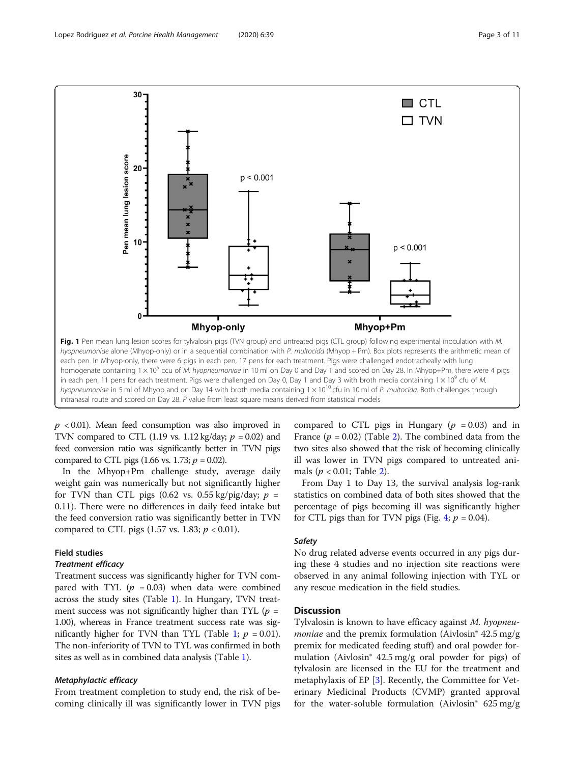30

20

10

0

Pen mean lung lesion score

CTL

TVN

p < 0.001

p < 0.001

Mhyop-only

Mhyop+Pm

**Fig. 1** Pen mean lung lesion scores for tylvalosin pigs (TVN group) and untreated pigs (CTL group) following experimental inoculation with *M. hyopneumoniae* alone (Mhyop-only) or in a sequential combination with *P. multocida* (Mhyop + Pm). Box plots represents the arithmetic mean of each pen. In Mhyop-only, there were 6 pigs in each pen, 17 pens for each treatment. Pigs were challenged endotracheally with lung homogenate containing $1 \times 10^5$ ccu of *M. hyopneumoniae* in 10 ml on Day 0 and Day 1 and scored on Day 28. In Mhyop+Pm, there were 4 pigs in each pen, 11 pens for each treatment. Pigs were challenged on Day 0, Day 1 and Day 3 with broth media containing $1 \times 10^9$ cfu of *M. hyopneumoniae* in 5 ml of Mhyop and on Day 14 with broth media containing $1 \times 10^{10}$ cfu in 10 ml of *P. multocida*. Both challenges through intranasal route and scored on Day 28. *P* value from least square means derived from statistical models

$p < 0.01$). Mean feed consumption was also improved in TVN compared to CTL (1.19 vs. 1.12 kg/day; $p = 0.02$) and feed conversion ratio was significantly better in TVN pigs compared to CTL pigs (1.66 vs. 1.73; $p = 0.02$).

In the Mhyop+Pm challenge study, average daily weight gain was numerically but not significantly higher for TVN than CTL pigs (0.62 vs. 0.55 kg/pig/day; $p = 0.11$). There were no differences in daily feed intake but the feed conversion ratio was significantly better in TVN compared to CTL pigs (1.57 vs. 1.83; $p < 0.01$).

### Field studies

#### Treatment efficacy

Treatment success was significantly higher for TVN compared with TYL ($p = 0.03$) when data were combined across the study sites (Table 1). In Hungary, TVN treatment success was not significantly higher than TYL ($p = 1.00$), whereas in France treatment success rate was significantly higher for TVN than TYL (Table 1; $p = 0.01$). The non-inferiority of TVN to TYL was confirmed in both sites as well as in combined data analysis (Table 1).

#### Metaphylactic efficacy

From treatment completion to study end, the risk of becoming clinically ill was significantly lower in TVN pigs compared to CTL pigs in Hungary ($p = 0.03$) and in France ($p = 0.02$) (Table 2). The combined data from the two sites also showed that the risk of becoming clinically ill was lower in TVN pigs compared to untreated animals ($p < 0.01$; Table 2).

From Day 1 to Day 13, the survival analysis log-rank statistics on combined data of both sites showed that the percentage of pigs becoming ill was significantly higher for CTL pigs than for TVN pigs (Fig. 4; $p = 0.04$).

#### Safety

No drug related adverse events occurred in any pigs during these 4 studies and no injection site reactions were observed in any animal following injection with TYL or any rescue medication in the field studies.

## Discussion

Tylvalosin is known to have efficacy against *M. hyopneumoniae* and the premix formulation (Aivlosin® 42.5 mg/g premix for medicated feeding stuff) and oral powder formulation (Aivlosin® 42.5 mg/g oral powder for pigs) of tylvalosin are licensed in the EU for the treatment and metaphylaxis of EP [3]. Recently, the Committee for Veterinary Medicinal Products (CVMP) granted approval for the water-soluble formulation (Aivlosin® 625 mg/g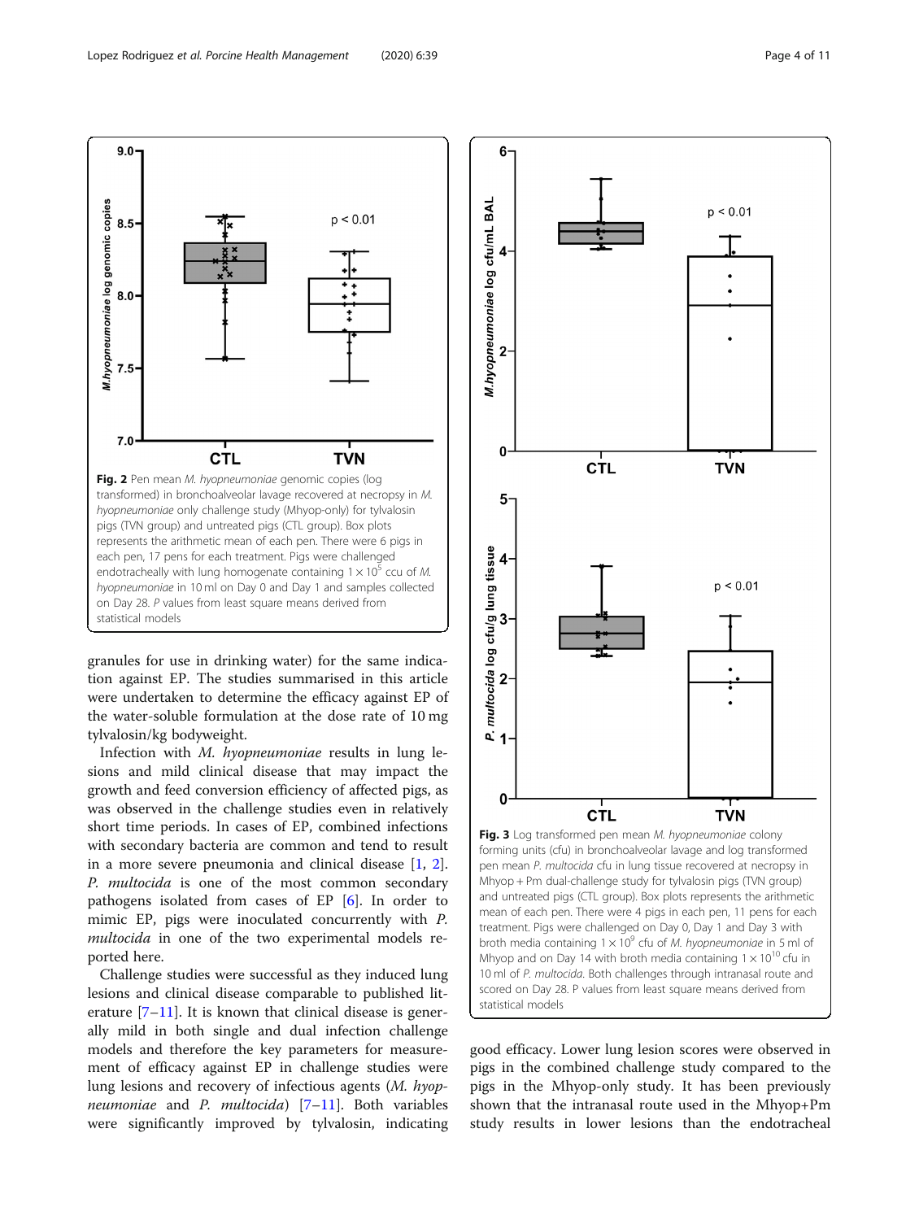9.0

8.5

8.0

7.5

7.0

M.hyopneumoniae log genomic copies

CTL

TVN

p < 0.01

**Fig. 2** Pen mean *M. hyopneumoniae* genomic copies (log transformed) in bronchoalveolar lavage recovered at necropsy in *M. hyopneumoniae* only challenge study (Mhyop-only) for tylvalosin pigs (TVN group) and untreated pigs (CTL group). Box plots represents the arithmetic mean of each pen. There were 6 pigs in each pen, 17 pens for each treatment. Pigs were challenged endotracheally with lung homogenate containing $1 \times 10^5$ ccu of *M. hyopneumoniae* in 10 ml on Day 0 and Day 1 and samples collected on Day 28. *P* values from least square means derived from statistical models

6

4

2

0

M.hyopneumoniae log cfu/mL BAL

CTL

TVN

p < 0.01

5

4

3

2

1

0

P. multocida log cfu/g lung tissue

CTL

TVN

p < 0.01

**Fig. 3** Log transformed pen mean *M. hyopneumoniae* colony forming units (cfu) in bronchoalveolar lavage and log transformed pen mean *P. multocida* cfu in lung tissue recovered at necropsy in Mhyop + Pm dual-challenge study for tylvalosin pigs (TVN group) and untreated pigs (CTL group). Box plots represents the arithmetic mean of each pen. There were 4 pigs in each pen, 11 pens for each treatment. Pigs were challenged on Day 0, Day 1 and Day 3 with broth media containing $1 \times 10^9$ cfu of *M. hyopneumoniae* in 5 ml of Mhyop and on Day 14 with broth media containing $1 \times 10^{10}$ cfu in 10 ml of *P. multocida*. Both challenges through intranasal route and scored on Day 28. P values from least square means derived from statistical models

granules for use in drinking water) for the same indication against EP. The studies summarised in this article were undertaken to determine the efficacy against EP of the water-soluble formulation at the dose rate of 10 mg tylvalosin/kg bodyweight.

Infection with *M. hyopneumoniae* results in lung lesions and mild clinical disease that may impact the growth and feed conversion efficiency of affected pigs, as was observed in the challenge studies even in relatively short time periods. In cases of EP, combined infections with secondary bacteria are common and tend to result in a more severe pneumonia and clinical disease [1, 2]. *P. multocida* is one of the most common secondary pathogens isolated from cases of EP [6]. In order to mimic EP, pigs were inoculated concurrently with *P. multocida* in one of the two experimental models reported here.

Challenge studies were successful as they induced lung lesions and clinical disease comparable to published literature [7–11]. It is known that clinical disease is generally mild in both single and dual infection challenge models and therefore the key parameters for measurement of efficacy against EP in challenge studies were lung lesions and recovery of infectious agents (*M. hyopneumoniae* and *P. multocida*) [7–11]. Both variables were significantly improved by tylvalosin, indicating good efficacy. Lower lung lesion scores were observed in pigs in the combined challenge study compared to the pigs in the Mhyop-only study. It has been previously shown that the intranasal route used in the Mhyop+Pm study results in lower lesions than the endotracheal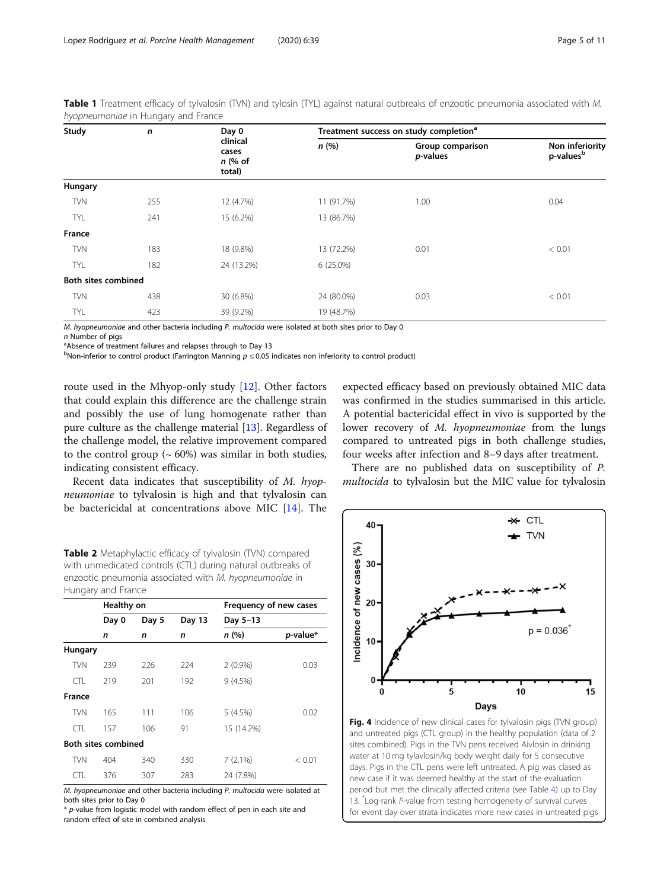**Table 1** Treatment efficacy of tylvalosin (TVN) and tylosin (TYL) against natural outbreaks of enzootic pneumonia associated with *M. hyopneumoniae* in Hungary and France

| Study | *n* | Day 0 clinical cases *n* (% of total) | Treatment success on study completion[a] | | |
|---|---|---|---|---|---|
| | | | *n* (%) | Group comparison *p*-values | Non inferiority p-values[b] |
| **Hungary** | | | | | |
| TVN | 255 | 12 (4.7%) | 11 (91.7%) | 1.00 | 0.04 |
| TYL | 241 | 15 (6.2%) | 13 (86.7%) | | |
| **France** | | | | | |
| TVN | 183 | 18 (9.8%) | 13 (72.2%) | 0.01 | < 0.01 |
| TYL | 182 | 24 (13.2%) | 6 (25.0%) | | |
| **Both sites combined** | | | | | |
| TVN | 438 | 30 (6.8%) | 24 (80.0%) | 0.03 | < 0.01 |
| TYL | 423 | 39 (9.2%) | 19 (48.7%) | | |

*M. hyopneumoniae* and other bacteria including *P. multocida* were isolated at both sites prior to Day 0
*n* Number of pigs
[a]Absence of treatment failures and relapses through to Day 13
[b]Non-inferior to control product (Farrington Manning $p \leq 0.05$ indicates non inferiority to control product)

route used in the Mhyop-only study [12]. Other factors that could explain this difference are the challenge strain and possibly the use of lung homogenate rather than pure culture as the challenge material [13]. Regardless of the challenge model, the relative improvement compared to the control group (~ 60%) was similar in both studies, indicating consistent efficacy.

Recent data indicates that susceptibility of *M. hyopneumoniae* to tylvalosin is high and that tylvalosin can be bactericidal at concentrations above MIC [14]. The expected efficacy based on previously obtained MIC data was confirmed in the studies summarised in this article. A potential bactericidal effect in vivo is supported by the lower recovery of *M. hyopneumoniae* from the lungs compared to untreated pigs in both challenge studies, four weeks after infection and 8–9 days after treatment.

There are no published data on susceptibility of *P. multocida* to tylvalosin but the MIC value for tylvalosin

**Table 2** Metaphylactic efficacy of tylvalosin (TVN) compared with unmedicated controls (CTL) during natural outbreaks of enzootic pneumonia associated with *M. hyopneumoniae* in Hungary and France

| | Healthy on | | | Frequency of new cases | |
|---|---|---|---|---|---|
| | Day 0 | Day 5 | Day 13 | Day 5–13 | |
| | *n* | *n* | *n* | *n* (%) | *p*-value* |
| **Hungary** | | | | | |
| TVN | 239 | 226 | 224 | 2 (0.9%) | 0.03 |
| CTL | 219 | 201 | 192 | 9 (4.5%) | |
| **France** | | | | | |
| TVN | 165 | 111 | 106 | 5 (4.5%) | 0.02 |
| CTL | 157 | 106 | 91 | 15 (14.2%) | |
| **Both sites combined** | | | | | |
| TVN | 404 | 340 | 330 | 7 (2.1%) | < 0.01 |
| CTL | 376 | 307 | 283 | 24 (7.8%) | |

*M. hyopneumoniae* and other bacteria including *P. multocida* were isolated at both sites prior to Day 0
\* *p*-value from logistic model with random effect of pen in each site and random effect of site in combined analysis

CTL
TVN
Incidence of new cases (%)
40
30
20
10
0
p = 0.036*
0
5
10
15
Days

**Fig. 4** Incidence of new clinical cases for tylvalosin pigs (TVN group) and untreated pigs (CTL group) in the healthy population (data of 2 sites combined). Pigs in the TVN pens received Aivlosin in drinking water at 10 mg tylvalosin/kg body weight daily for 5 consecutive days. Pigs in the CTL pens were left untreated. A pig was clased as new case if it was deemed healthy at the start of the evaluation period but met the clinically affected criteria (see Table 4) up to Day 13. *Log-rank *P*-value from testing homogeneity of survival curves for event day over strata indicates more new cases in untreated pigs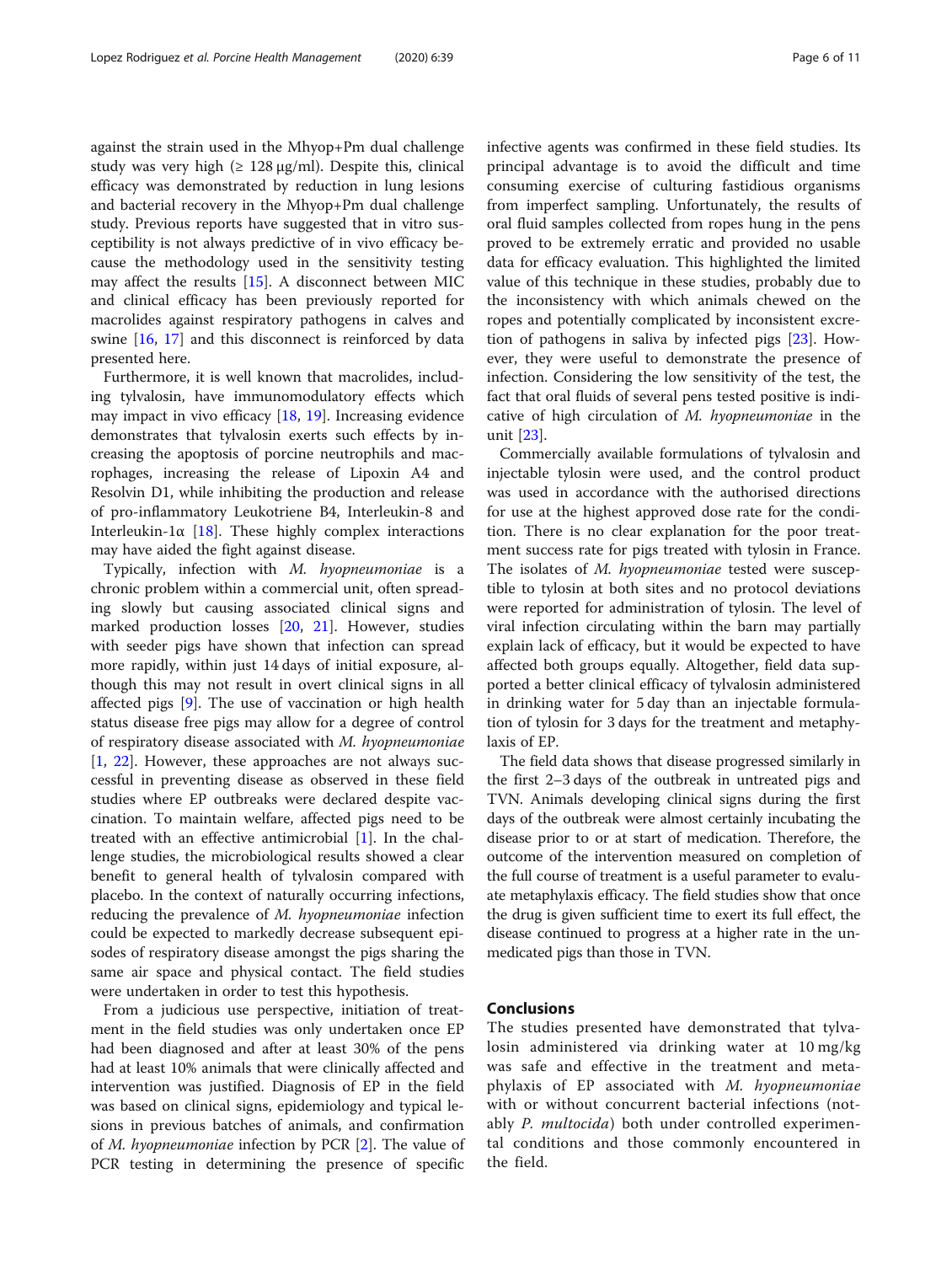against the strain used in the Mhyop+Pm dual challenge study was very high (≥ 128 μg/ml). Despite this, clinical efficacy was demonstrated by reduction in lung lesions and bacterial recovery in the Mhyop+Pm dual challenge study. Previous reports have suggested that in vitro susceptibility is not always predictive of in vivo efficacy because the methodology used in the sensitivity testing may affect the results [15]. A disconnect between MIC and clinical efficacy has been previously reported for macrolides against respiratory pathogens in calves and swine [16, 17] and this disconnect is reinforced by data presented here.

Furthermore, it is well known that macrolides, including tylvalosin, have immunomodulatory effects which may impact in vivo efficacy [18, 19]. Increasing evidence demonstrates that tylvalosin exerts such effects by increasing the apoptosis of porcine neutrophils and macrophages, increasing the release of Lipoxin A4 and Resolvin D1, while inhibiting the production and release of pro-inflammatory Leukotriene B4, Interleukin-8 and Interleukin-1α [18]. These highly complex interactions may have aided the fight against disease.

Typically, infection with *M. hyopneumoniae* is a chronic problem within a commercial unit, often spreading slowly but causing associated clinical signs and marked production losses [20, 21]. However, studies with seeder pigs have shown that infection can spread more rapidly, within just 14 days of initial exposure, although this may not result in overt clinical signs in all affected pigs [9]. The use of vaccination or high health status disease free pigs may allow for a degree of control of respiratory disease associated with *M. hyopneumoniae* [1, 22]. However, these approaches are not always successful in preventing disease as observed in these field studies where EP outbreaks were declared despite vaccination. To maintain welfare, affected pigs need to be treated with an effective antimicrobial [1]. In the challenge studies, the microbiological results showed a clear benefit to general health of tylvalosin compared with placebo. In the context of naturally occurring infections, reducing the prevalence of *M. hyopneumoniae* infection could be expected to markedly decrease subsequent episodes of respiratory disease amongst the pigs sharing the same air space and physical contact. The field studies were undertaken in order to test this hypothesis.

From a judicious use perspective, initiation of treatment in the field studies was only undertaken once EP had been diagnosed and after at least 30% of the pens had at least 10% animals that were clinically affected and intervention was justified. Diagnosis of EP in the field was based on clinical signs, epidemiology and typical lesions in previous batches of animals, and confirmation of *M. hyopneumoniae* infection by PCR [2]. The value of PCR testing in determining the presence of specific infective agents was confirmed in these field studies. Its principal advantage is to avoid the difficult and time consuming exercise of culturing fastidious organisms from imperfect sampling. Unfortunately, the results of oral fluid samples collected from ropes hung in the pens proved to be extremely erratic and provided no usable data for efficacy evaluation. This highlighted the limited value of this technique in these studies, probably due to the inconsistency with which animals chewed on the ropes and potentially complicated by inconsistent excretion of pathogens in saliva by infected pigs [23]. However, they were useful to demonstrate the presence of infection. Considering the low sensitivity of the test, the fact that oral fluids of several pens tested positive is indicative of high circulation of *M. hyopneumoniae* in the unit [23].

Commercially available formulations of tylvalosin and injectable tylosin were used, and the control product was used in accordance with the authorised directions for use at the highest approved dose rate for the condition. There is no clear explanation for the poor treatment success rate for pigs treated with tylosin in France. The isolates of *M. hyopneumoniae* tested were susceptible to tylosin at both sites and no protocol deviations were reported for administration of tylosin. The level of viral infection circulating within the barn may partially explain lack of efficacy, but it would be expected to have affected both groups equally. Altogether, field data supported a better clinical efficacy of tylvalosin administered in drinking water for 5 day than an injectable formulation of tylosin for 3 days for the treatment and metaphylaxis of EP.

The field data shows that disease progressed similarly in the first 2–3 days of the outbreak in untreated pigs and TVN. Animals developing clinical signs during the first days of the outbreak were almost certainly incubating the disease prior to or at start of medication. Therefore, the outcome of the intervention measured on completion of the full course of treatment is a useful parameter to evaluate metaphylaxis efficacy. The field studies show that once the drug is given sufficient time to exert its full effect, the disease continued to progress at a higher rate in the unmedicated pigs than those in TVN.

## Conclusions

The studies presented have demonstrated that tylvalosin administered via drinking water at 10 mg/kg was safe and effective in the treatment and metaphylaxis of EP associated with *M. hyopneumoniae* with or without concurrent bacterial infections (notably *P. multocida*) both under controlled experimental conditions and those commonly encountered in the field.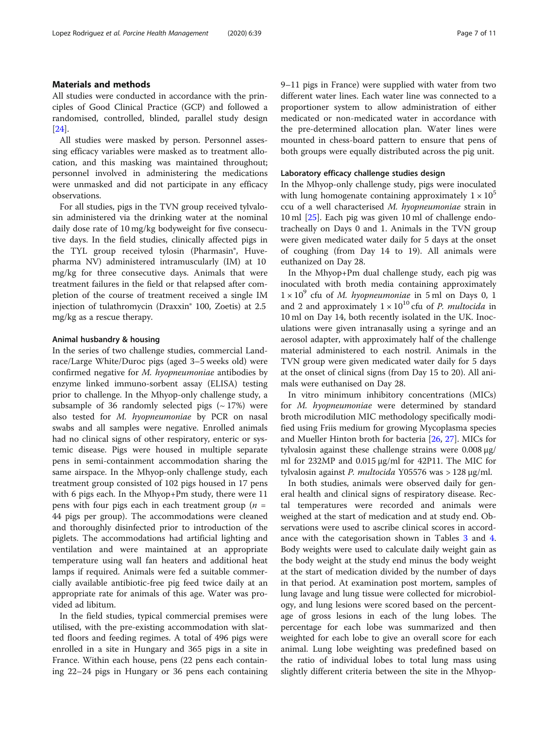## Materials and methods

All studies were conducted in accordance with the principles of Good Clinical Practice (GCP) and followed a randomised, controlled, blinded, parallel study design [24].

All studies were masked by person. Personnel assessing efficacy variables were masked as to treatment allocation, and this masking was maintained throughout; personnel involved in administering the medications were unmasked and did not participate in any efficacy observations.

For all studies, pigs in the TVN group received tylvalosin administered via the drinking water at the nominal daily dose rate of 10 mg/kg bodyweight for five consecutive days. In the field studies, clinically affected pigs in the TYL group received tylosin (Pharmasin®, Huvepharma NV) administered intramuscularly (IM) at 10 mg/kg for three consecutive days. Animals that were treatment failures in the field or that relapsed after completion of the course of treatment received a single IM injection of tulathromycin (Draxxin® 100, Zoetis) at 2.5 mg/kg as a rescue therapy.

### Animal husbandry & housing

In the series of two challenge studies, commercial Landrace/Large White/Duroc pigs (aged 3–5 weeks old) were confirmed negative for *M. hyopneumoniae* antibodies by enzyme linked immuno-sorbent assay (ELISA) testing prior to challenge. In the Mhyop-only challenge study, a subsample of 36 randomly selected pigs (~ 17%) were also tested for *M. hyopneumoniae* by PCR on nasal swabs and all samples were negative. Enrolled animals had no clinical signs of other respiratory, enteric or systemic disease. Pigs were housed in multiple separate pens in semi-containment accommodation sharing the same airspace. In the Mhyop-only challenge study, each treatment group consisted of 102 pigs housed in 17 pens with 6 pigs each. In the Mhyop+Pm study, there were 11 pens with four pigs each in each treatment group ($n$ = 44 pigs per group). The accommodations were cleaned and thoroughly disinfected prior to introduction of the piglets. The accommodations had artificial lighting and ventilation and were maintained at an appropriate temperature using wall fan heaters and additional heat lamps if required. Animals were fed a suitable commercially available antibiotic-free pig feed twice daily at an appropriate rate for animals of this age. Water was provided ad libitum.

In the field studies, typical commercial premises were utilised, with the pre-existing accommodation with slatted floors and feeding regimes. A total of 496 pigs were enrolled in a site in Hungary and 365 pigs in a site in France. Within each house, pens (22 pens each containing 22–24 pigs in Hungary or 36 pens each containing 9–11 pigs in France) were supplied with water from two different water lines. Each water line was connected to a proportioner system to allow administration of either medicated or non-medicated water in accordance with the pre-determined allocation plan. Water lines were mounted in chess-board pattern to ensure that pens of both groups were equally distributed across the pig unit.

### Laboratory efficacy challenge studies design

In the Mhyop-only challenge study, pigs were inoculated with lung homogenate containing approximately $1 \times 10^5$ ccu of a well characterised *M. hyopneumoniae* strain in 10 ml [25]. Each pig was given 10 ml of challenge endotracheally on Days 0 and 1. Animals in the TVN group were given medicated water daily for 5 days at the onset of coughing (from Day 14 to 19). All animals were euthanized on Day 28.

In the Mhyop+Pm dual challenge study, each pig was inoculated with broth media containing approximately $1 \times 10^9$ cfu of *M. hyopneumoniae* in 5 ml on Days 0, 1 and 2 and approximately $1 \times 10^{10}$ cfu of *P. multocida* in 10 ml on Day 14, both recently isolated in the UK. Inoculations were given intranasally using a syringe and an aerosol adapter, with approximately half of the challenge material administered to each nostril. Animals in the TVN group were given medicated water daily for 5 days at the onset of clinical signs (from Day 15 to 20). All animals were euthanised on Day 28.

In vitro minimum inhibitory concentrations (MICs) for *M. hyopneumoniae* were determined by standard broth microdilution MIC methodology specifically modified using Friis medium for growing Mycoplasma species and Mueller Hinton broth for bacteria [26, 27]. MICs for tylvalosin against these challenge strains were 0.008 μg/ml for 232MP and 0.015 μg/ml for 42P11. The MIC for tylvalosin against *P. multocida* Y05576 was > 128 μg/ml.

In both studies, animals were observed daily for general health and clinical signs of respiratory disease. Rectal temperatures were recorded and animals were weighed at the start of medication and at study end. Observations were used to ascribe clinical scores in accordance with the categorisation shown in Tables 3 and 4. Body weights were used to calculate daily weight gain as the body weight at the study end minus the body weight at the start of medication divided by the number of days in that period. At examination post mortem, samples of lung lavage and lung tissue were collected for microbiology, and lung lesions were scored based on the percentage of gross lesions in each of the lung lobes. The percentage for each lobe was summarized and then weighted for each lobe to give an overall score for each animal. Lung lobe weighting was predefined based on the ratio of individual lobes to total lung mass using slightly different criteria between the site in the Mhyop-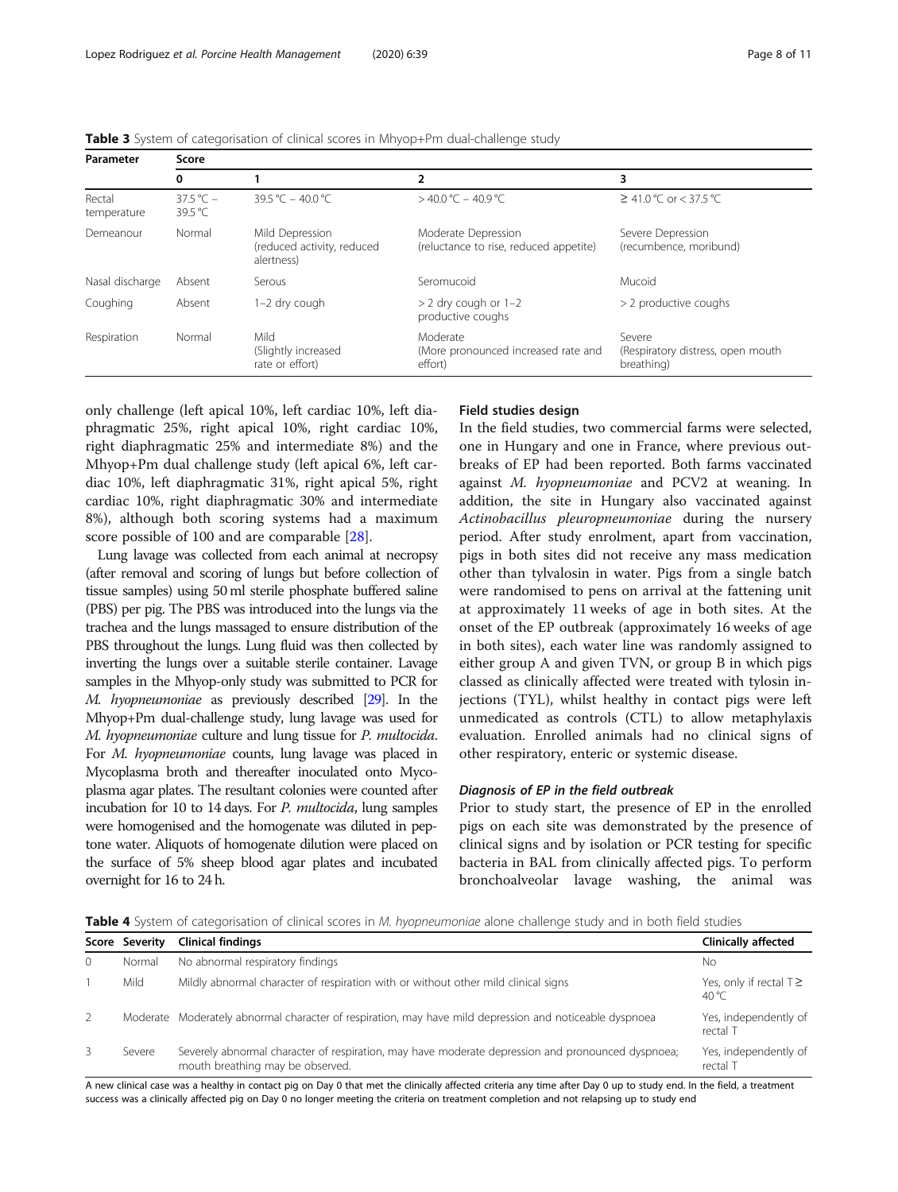**Table 3** System of categorisation of clinical scores in Mhyop+Pm dual-challenge study

| Parameter | Score | | | |
|---|---|---|---|---|
| | 0 | 1 | 2 | 3 |
| Rectal temperature | 37.5 °C – 39.5 °C | 39.5 °C – 40.0 °C | > 40.0 °C – 40.9 °C | ≥ 41.0 °C or < 37.5 °C |
| Demeanour | Normal | Mild Depression (reduced activity, reduced alertness) | Moderate Depression (reluctance to rise, reduced appetite) | Severe Depression (recumbence, moribund) |
| Nasal discharge | Absent | Serous | Seromucoid | Mucoid |
| Coughing | Absent | 1–2 dry cough | > 2 dry cough or 1–2 productive coughs | > 2 productive coughs |
| Respiration | Normal | Mild (Slightly increased rate or effort) | Moderate (More pronounced increased rate and effort) | Severe (Respiratory distress, open mouth breathing) |

only challenge (left apical 10%, left cardiac 10%, left diaphragmatic 25%, right apical 10%, right cardiac 10%, right diaphragmatic 25% and intermediate 8%) and the Mhyop+Pm dual challenge study (left apical 6%, left cardiac 10%, left diaphragmatic 31%, right apical 5%, right cardiac 10%, right diaphragmatic 30% and intermediate 8%), although both scoring systems had a maximum score possible of 100 and are comparable [28].

Lung lavage was collected from each animal at necropsy (after removal and scoring of lungs but before collection of tissue samples) using 50 ml sterile phosphate buffered saline (PBS) per pig. The PBS was introduced into the lungs via the trachea and the lungs massaged to ensure distribution of the PBS throughout the lungs. Lung fluid was then collected by inverting the lungs over a suitable sterile container. Lavage samples in the Mhyop-only study was submitted to PCR for *M. hyopneumoniae* as previously described [29]. In the Mhyop+Pm dual-challenge study, lung lavage was used for *M. hyopneumoniae* culture and lung tissue for *P. multocida*. For *M. hyopneumoniae* counts, lung lavage was placed in Mycoplasma broth and thereafter inoculated onto Mycoplasma agar plates. The resultant colonies were counted after incubation for 10 to 14 days. For *P. multocida*, lung samples were homogenised and the homogenate was diluted in peptone water. Aliquots of homogenate dilution were placed on the surface of 5% sheep blood agar plates and incubated overnight for 16 to 24 h.

### Field studies design

In the field studies, two commercial farms were selected, one in Hungary and one in France, where previous outbreaks of EP had been reported. Both farms vaccinated against *M. hyopneumoniae* and PCV2 at weaning. In addition, the site in Hungary also vaccinated against *Actinobacillus pleuropneumoniae* during the nursery period. After study enrolment, apart from vaccination, pigs in both sites did not receive any mass medication other than tylvalosin in water. Pigs from a single batch were randomised to pens on arrival at the fattening unit at approximately 11 weeks of age in both sites. At the onset of the EP outbreak (approximately 16 weeks of age in both sites), each water line was randomly assigned to either group A and given TVN, or group B in which pigs classed as clinically affected were treated with tylosin injections (TYL), whilst healthy in contact pigs were left unmedicated as controls (CTL) to allow metaphylaxis evaluation. Enrolled animals had no clinical signs of other respiratory, enteric or systemic disease.

#### *Diagnosis of EP in the field outbreak*

Prior to study start, the presence of EP in the enrolled pigs on each site was demonstrated by the presence of clinical signs and by isolation or PCR testing for specific bacteria in BAL from clinically affected pigs. To perform bronchoalveolar lavage washing, the animal was

**Table 4** System of categorisation of clinical scores in *M. hyopneumoniae* alone challenge study and in both field studies

| Score | Severity | Clinical findings | Clinically affected |
|---|---|---|---|
| 0 | Normal | No abnormal respiratory findings | No |
| 1 | Mild | Mildly abnormal character of respiration with or without other mild clinical signs | Yes, only if rectal T ≥ 40 °C |
| 2 | Moderate | Moderately abnormal character of respiration, may have mild depression and noticeable dyspnoea | Yes, independently of rectal T |
| 3 | Severe | Severely abnormal character of respiration, may have moderate depression and pronounced dyspnoea; mouth breathing may be observed. | Yes, independently of rectal T |

A new clinical case was a healthy in contact pig on Day 0 that met the clinically affected criteria any time after Day 0 up to study end. In the field, a treatment success was a clinically affected pig on Day 0 no longer meeting the criteria on treatment completion and not relapsing up to study end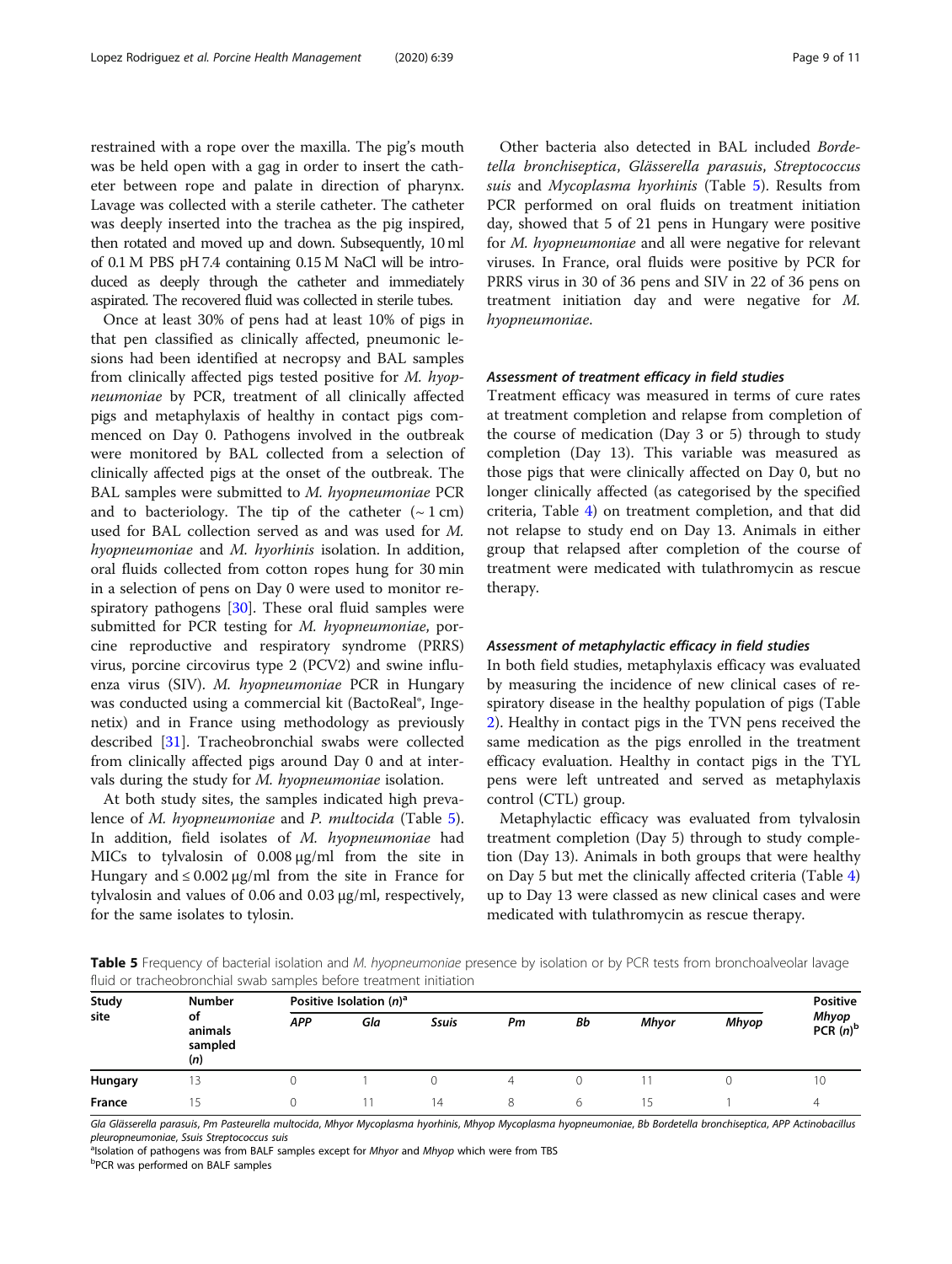restrained with a rope over the maxilla. The pig's mouth was be held open with a gag in order to insert the catheter between rope and palate in direction of pharynx. Lavage was collected with a sterile catheter. The catheter was deeply inserted into the trachea as the pig inspired, then rotated and moved up and down. Subsequently, 10 ml of 0.1 M PBS pH 7.4 containing 0.15 M NaCl will be introduced as deeply through the catheter and immediately aspirated. The recovered fluid was collected in sterile tubes.

Once at least 30% of pens had at least 10% of pigs in that pen classified as clinically affected, pneumonic lesions had been identified at necropsy and BAL samples from clinically affected pigs tested positive for *M. hyopneumoniae* by PCR, treatment of all clinically affected pigs and metaphylaxis of healthy in contact pigs commenced on Day 0. Pathogens involved in the outbreak were monitored by BAL collected from a selection of clinically affected pigs at the onset of the outbreak. The BAL samples were submitted to *M. hyopneumoniae* PCR and to bacteriology. The tip of the catheter (~ 1 cm) used for BAL collection served as and was used for *M. hyopneumoniae* and *M. hyorhinis* isolation. In addition, oral fluids collected from cotton ropes hung for 30 min in a selection of pens on Day 0 were used to monitor respiratory pathogens [30]. These oral fluid samples were submitted for PCR testing for *M. hyopneumoniae*, porcine reproductive and respiratory syndrome (PRRS) virus, porcine circovirus type 2 (PCV2) and swine influenza virus (SIV). *M. hyopneumoniae* PCR in Hungary was conducted using a commercial kit (BactoReal®, Ingenetix) and in France using methodology as previously described [31]. Tracheobronchial swabs were collected from clinically affected pigs around Day 0 and at intervals during the study for *M. hyopneumoniae* isolation.

At both study sites, the samples indicated high prevalence of *M. hyopneumoniae* and *P. multocida* (Table 5). In addition, field isolates of *M. hyopneumoniae* had MICs to tylvalosin of 0.008 μg/ml from the site in Hungary and ≤ 0.002 μg/ml from the site in France for tylvalosin and values of 0.06 and 0.03 μg/ml, respectively, for the same isolates to tylosin.

Other bacteria also detected in BAL included *Bordetella bronchiseptica*, *Glässerella parasuis*, *Streptococcus suis* and *Mycoplasma hyorhinis* (Table 5). Results from PCR performed on oral fluids on treatment initiation day, showed that 5 of 21 pens in Hungary were positive for *M. hyopneumoniae* and all were negative for relevant viruses. In France, oral fluids were positive by PCR for PRRS virus in 30 of 36 pens and SIV in 22 of 36 pens on treatment initiation day and were negative for *M. hyopneumoniae*.

#### Assessment of treatment efficacy in field studies

Treatment efficacy was measured in terms of cure rates at treatment completion and relapse from completion of the course of medication (Day 3 or 5) through to study completion (Day 13). This variable was measured as those pigs that were clinically affected on Day 0, but no longer clinically affected (as categorised by the specified criteria, Table 4) on treatment completion, and that did not relapse to study end on Day 13. Animals in either group that relapsed after completion of the course of treatment were medicated with tulathromycin as rescue therapy.

#### Assessment of metaphylactic efficacy in field studies

In both field studies, metaphylaxis efficacy was evaluated by measuring the incidence of new clinical cases of respiratory disease in the healthy population of pigs (Table 2). Healthy in contact pigs in the TVN pens received the same medication as the pigs enrolled in the treatment efficacy evaluation. Healthy in contact pigs in the TYL pens were left untreated and served as metaphylaxis control (CTL) group.

Metaphylactic efficacy was evaluated from tylvalosin treatment completion (Day 5) through to study completion (Day 13). Animals in both groups that were healthy on Day 5 but met the clinically affected criteria (Table 4) up to Day 13 were classed as new clinical cases and were medicated with tulathromycin as rescue therapy.

**Table 5** Frequency of bacterial isolation and *M. hyopneumoniae* presence by isolation or by PCR tests from bronchoalveolar lavage fluid or tracheobronchial swab samples before treatment initiation

| Study site | Number of animals sampled (*n*) | Positive Isolation (*n*)[a] | | | | | | | Positive *Mhyop* PCR (*n*)[b] |
|---|---|---|---|---|---|---|---|---|---|
| | | *APP* | *Gla* | *Ssuis* | *Pm* | *Bb* | *Mhyor* | *Mhyop* | |
| **Hungary** | 13 | 0 | 1 | 0 | 4 | 0 | 11 | 0 | 10 |
| **France** | 15 | 0 | 11 | 14 | 8 | 6 | 15 | 1 | 4 |

*Gla Glässerella parasuis*, *Pm Pasteurella multocida*, *Mhyor Mycoplasma hyorhinis*, *Mhyop Mycoplasma hyopneumoniae*, *Bb Bordetella bronchiseptica*, *APP Actinobacillus pleuropneumoniae*, *Ssuis Streptococcus suis*

[a]Isolation of pathogens was from BALF samples except for *Mhyor* and *Mhyop* which were from TBS

[b]PCR was performed on BALF samples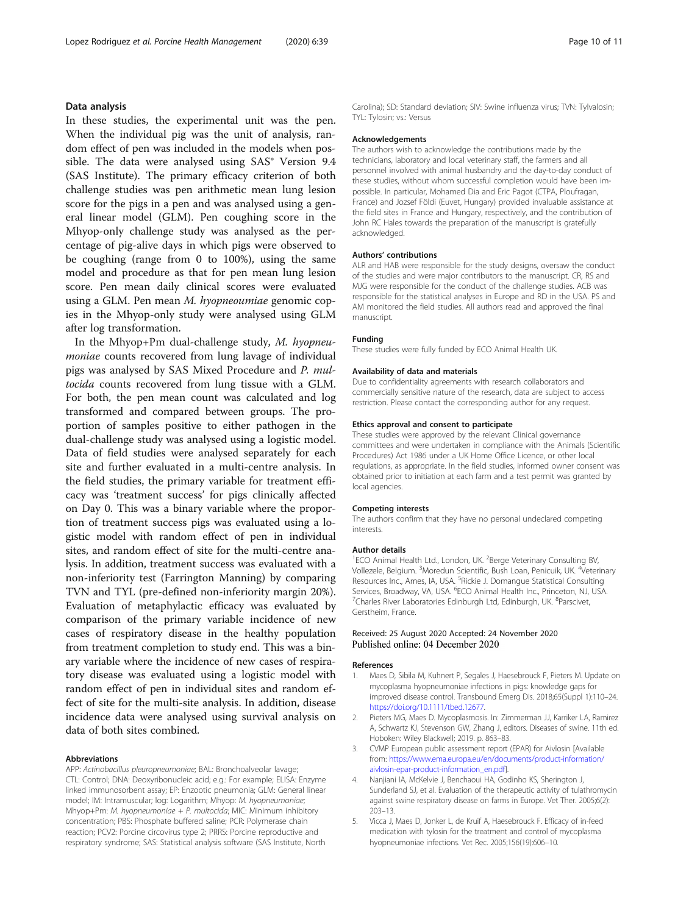### Data analysis

In these studies, the experimental unit was the pen. When the individual pig was the unit of analysis, random effect of pen was included in the models when possible. The data were analysed using SAS® Version 9.4 (SAS Institute). The primary efficacy criterion of both challenge studies was pen arithmetic mean lung lesion score for the pigs in a pen and was analysed using a general linear model (GLM). Pen coughing score in the Mhyop-only challenge study was analysed as the percentage of pig-alive days in which pigs were observed to be coughing (range from 0 to 100%), using the same model and procedure as that for pen mean lung lesion score. Pen mean daily clinical scores were evaluated using a GLM. Pen mean *M. hyopneoumiae* genomic copies in the Mhyop-only study were analysed using GLM after log transformation.

In the Mhyop+Pm dual-challenge study, *M. hyopneumoniae* counts recovered from lung lavage of individual pigs was analysed by SAS Mixed Procedure and *P. multocida* counts recovered from lung tissue with a GLM. For both, the pen mean count was calculated and log transformed and compared between groups. The proportion of samples positive to either pathogen in the dual-challenge study was analysed using a logistic model. Data of field studies were analysed separately for each site and further evaluated in a multi-centre analysis. In the field studies, the primary variable for treatment efficacy was 'treatment success' for pigs clinically affected on Day 0. This was a binary variable where the proportion of treatment success pigs was evaluated using a logistic model with random effect of pen in individual sites, and random effect of site for the multi-centre analysis. In addition, treatment success was evaluated with a non-inferiority test (Farrington Manning) by comparing TVN and TYL (pre-defined non-inferiority margin 20%). Evaluation of metaphylactic efficacy was evaluated by comparison of the primary variable incidence of new cases of respiratory disease in the healthy population from treatment completion to study end. This was a binary variable where the incidence of new cases of respiratory disease was evaluated using a logistic model with random effect of pen in individual sites and random effect of site for the multi-site analysis. In addition, disease incidence data were analysed using survival analysis on data of both sites combined.

#### Abbreviations

APP: *Actinobacillus pleuropneumoniae*; BAL: Bronchoalveolar lavage; CTL: Control; DNA: Deoxyribonucleic acid; e.g.: For example; ELISA: Enzyme linked immunosorbent assay; EP: Enzootic pneumonia; GLM: General linear model; IM: Intramuscular; log: Logarithm; Mhyop: *M. hyopneumoniae*; Mhyop+Pm: *M. hyopneumoniae + P. multocida*; MIC: Minimum inhibitory concentration; PBS: Phosphate buffered saline; PCR: Polymerase chain reaction; PCV2: Porcine circovirus type 2; PRRS: Porcine reproductive and respiratory syndrome; SAS: Statistical analysis software (SAS Institute, North Carolina); SD: Standard deviation; SIV: Swine influenza virus; TVN: Tylvalosin; TYL: Tylosin; vs.: Versus

#### Acknowledgements

The authors wish to acknowledge the contributions made by the technicians, laboratory and local veterinary staff, the farmers and all personnel involved with animal husbandry and the day-to-day conduct of these studies, without whom successful completion would have been impossible. In particular, Mohamed Dia and Eric Pagot (CTPA, Ploufragan, France) and Jozsef Földi (Euvet, Hungary) provided invaluable assistance at the field sites in France and Hungary, respectively, and the contribution of John RC Hales towards the preparation of the manuscript is gratefully acknowledged.

#### Authors' contributions

ALR and HAB were responsible for the study designs, oversaw the conduct of the studies and were major contributors to the manuscript. CR, RS and MJG were responsible for the conduct of the challenge studies. ACB was responsible for the statistical analyses in Europe and RD in the USA. PS and AM monitored the field studies. All authors read and approved the final manuscript.

#### Funding

These studies were fully funded by ECO Animal Health UK.

#### Availability of data and materials

Due to confidentiality agreements with research collaborators and commercially sensitive nature of the research, data are subject to access restriction. Please contact the corresponding author for any request.

#### Ethics approval and consent to participate

These studies were approved by the relevant Clinical governance committees and were undertaken in compliance with the Animals (Scientific Procedures) Act 1986 under a UK Home Office Licence, or other local regulations, as appropriate. In the field studies, informed owner consent was obtained prior to initiation at each farm and a test permit was granted by local agencies.

#### Competing interests

The authors confirm that they have no personal undeclared competing interests.

#### Author details

[1]ECO Animal Health Ltd., London, UK. [2]Berge Veterinary Consulting BV, Vollezele, Belgium. [3]Moredun Scientific, Bush Loan, Penicuik, UK. [4]Veterinary Resources Inc., Ames, IA, USA. [5]Rickie J. Domangue Statistical Consulting Services, Broadway, VA, USA. [6]ECO Animal Health Inc., Princeton, NJ, USA. [7]Charles River Laboratories Edinburgh Ltd, Edinburgh, UK. [8]Parscivet, Gerstheim, France.

Received: 25 August 2020 Accepted: 24 November 2020
Published online: 04 December 2020

#### References

1. Maes D, Sibila M, Kuhnert P, Segales J, Haesebrouck F, Pieters M. Update on mycoplasma hyopneumoniae infections in pigs: knowledge gaps for improved disease control. Transbound Emerg Dis. 2018;65(Suppl 1):110–24. https://doi.org/10.1111/tbed.12677.
2. Pieters MG, Maes D. Mycoplasmosis. In: Zimmerman JJ, Karriker LA, Ramirez A, Schwartz KJ, Stevenson GW, Zhang J, editors. Diseases of swine. 11th ed. Hoboken: Wiley Blackwell; 2019. p. 863–83.
3. CVMP European public assessment report (EPAR) for Aivlosin [Available from: https://www.ema.europa.eu/en/documents/product-information/aivlosin-epar-product-information_en.pdf].
4. Nanjiani IA, McKelvie J, Benchaoui HA, Godinho KS, Sherington J, Sunderland SJ, et al. Evaluation of the therapeutic activity of tulathromycin against swine respiratory disease on farms in Europe. Vet Ther. 2005;6(2): 203–13.
5. Vicca J, Maes D, Jonker L, de Kruif A, Haesebrouck F. Efficacy of in-feed medication with tylosin for the treatment and control of mycoplasma hyopneumoniae infections. Vet Rec. 2005;156(19):606–10.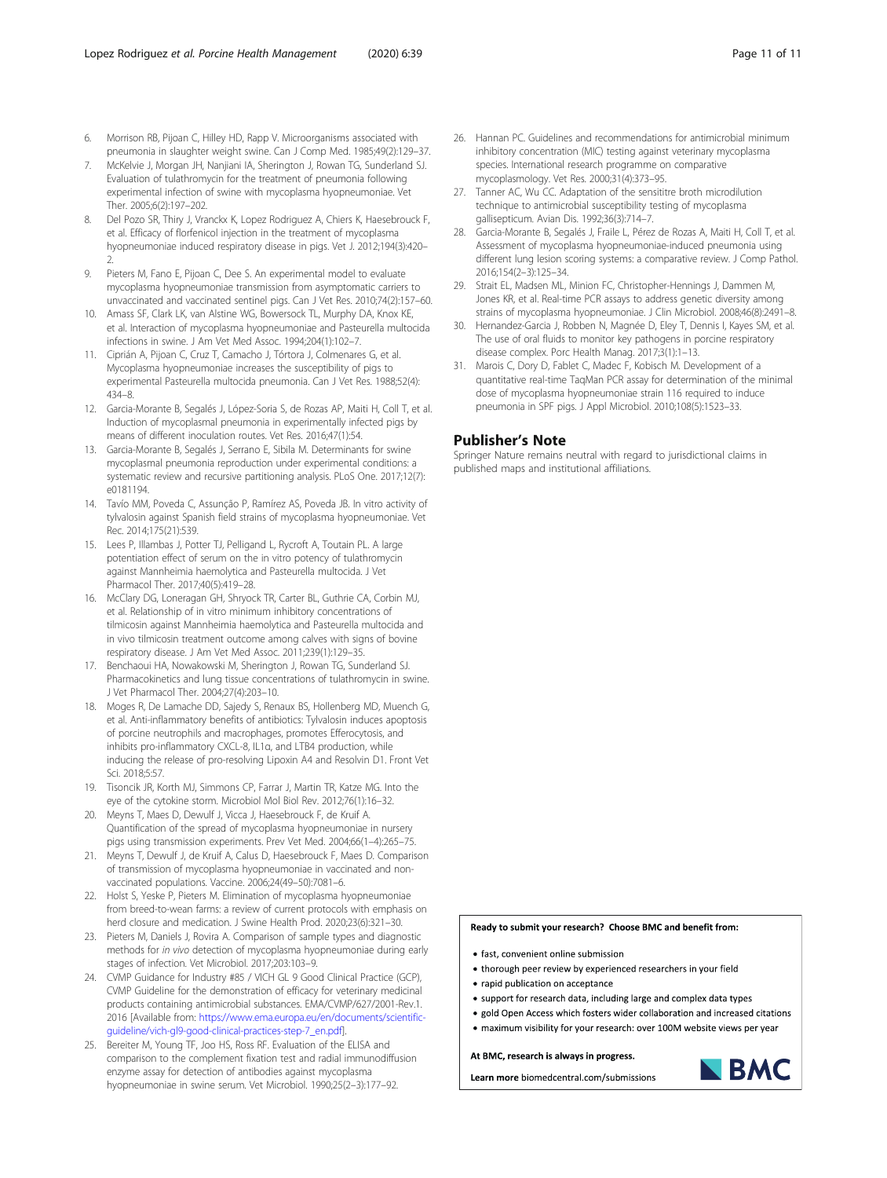6. Morrison RB, Pijoan C, Hilley HD, Rapp V. Microorganisms associated with pneumonia in slaughter weight swine. Can J Comp Med. 1985;49(2):129–37.
7. McKelvie J, Morgan JH, Nanjiani IA, Sherington J, Rowan TG, Sunderland SJ. Evaluation of tulathromycin for the treatment of pneumonia following experimental infection of swine with mycoplasma hyopneumoniae. Vet Ther. 2005;6(2):197–202.
8. Del Pozo SR, Thiry J, Vranckx K, Lopez Rodriguez A, Chiers K, Haesebrouck F, et al. Efficacy of florfenicol injection in the treatment of mycoplasma hyopneumoniae induced respiratory disease in pigs. Vet J. 2012;194(3):420–2.
9. Pieters M, Fano E, Pijoan C, Dee S. An experimental model to evaluate mycoplasma hyopneumoniae transmission from asymptomatic carriers to unvaccinated and vaccinated sentinel pigs. Can J Vet Res. 2010;74(2):157–60.
10. Amass SF, Clark LK, van Alstine WG, Bowersock TL, Murphy DA, Knox KE, et al. Interaction of mycoplasma hyopneumoniae and Pasteurella multocida infections in swine. J Am Vet Med Assoc. 1994;204(1):102–7.
11. Ciprián A, Pijoan C, Cruz T, Camacho J, Tórtora J, Colmenares G, et al. Mycoplasma hyopneumoniae increases the susceptibility of pigs to experimental Pasteurella multocida pneumonia. Can J Vet Res. 1988;52(4):434–8.
12. Garcia-Morante B, Segalés J, López-Soria S, de Rozas AP, Maiti H, Coll T, et al. Induction of mycoplasmal pneumonia in experimentally infected pigs by means of different inoculation routes. Vet Res. 2016;47(1):54.
13. Garcia-Morante B, Segalés J, Serrano E, Sibila M. Determinants for swine mycoplasmal pneumonia reproduction under experimental conditions: a systematic review and recursive partitioning analysis. PLoS One. 2017;12(7):e0181194.
14. Tavío MM, Poveda C, Assunção P, Ramírez AS, Poveda JB. In vitro activity of tylvalosin against Spanish field strains of mycoplasma hyopneumoniae. Vet Rec. 2014;175(21):539.
15. Lees P, Illambas J, Potter TJ, Pelligand L, Rycroft A, Toutain PL. A large potentiation effect of serum on the in vitro potency of tulathromycin against Mannheimia haemolytica and Pasteurella multocida. J Vet Pharmacol Ther. 2017;40(5):419–28.
16. McClary DG, Loneragan GH, Shryock TR, Carter BL, Guthrie CA, Corbin MJ, et al. Relationship of in vitro minimum inhibitory concentrations of tilmicosin against Mannheimia haemolytica and Pasteurella multocida and in vivo tilmicosin treatment outcome among calves with signs of bovine respiratory disease. J Am Vet Med Assoc. 2011;239(1):129–35.
17. Benchaoui HA, Nowakowski M, Sherington J, Rowan TG, Sunderland SJ. Pharmacokinetics and lung tissue concentrations of tulathromycin in swine. J Vet Pharmacol Ther. 2004;27(4):203–10.
18. Moges R, De Lamache DD, Sajedy S, Renaux BS, Hollenberg MD, Muench G, et al. Anti-inflammatory benefits of antibiotics: Tylvalosin induces apoptosis of porcine neutrophils and macrophages, promotes Efferocytosis, and inhibits pro-inflammatory CXCL-8, IL1α, and LTB4 production, while inducing the release of pro-resolving Lipoxin A4 and Resolvin D1. Front Vet Sci. 2018;5:57.
19. Tisoncik JR, Korth MJ, Simmons CP, Farrar J, Martin TR, Katze MG. Into the eye of the cytokine storm. Microbiol Mol Biol Rev. 2012;76(1):16–32.
20. Meyns T, Maes D, Dewulf J, Vicca J, Haesebrouck F, de Kruif A. Quantification of the spread of mycoplasma hyopneumoniae in nursery pigs using transmission experiments. Prev Vet Med. 2004;66(1–4):265–75.
21. Meyns T, Dewulf J, de Kruif A, Calus D, Haesebrouck F, Maes D. Comparison of transmission of mycoplasma hyopneumoniae in vaccinated and non-vaccinated populations. Vaccine. 2006;24(49–50):7081–6.
22. Holst S, Yeske P, Pieters M. Elimination of mycoplasma hyopneumoniae from breed-to-wean farms: a review of current protocols with emphasis on herd closure and medication. J Swine Health Prod. 2020;23(6):321–30.
23. Pieters M, Daniels J, Rovira A. Comparison of sample types and diagnostic methods for *in vivo* detection of mycoplasma hyopneumoniae during early stages of infection. Vet Microbiol. 2017;203:103–9.
24. CVMP Guidance for Industry #85 / VICH GL 9 Good Clinical Practice (GCP), CVMP Guideline for the demonstration of efficacy for veterinary medicinal products containing antimicrobial substances. EMA/CVMP/627/2001-Rev.1. 2016 [Available from: https://www.ema.europa.eu/en/documents/scientific-guideline/vich-gl9-good-clinical-practices-step-7_en.pdf].
25. Bereiter M, Young TF, Joo HS, Ross RF. Evaluation of the ELISA and comparison to the complement fixation test and radial immunodiffusion enzyme assay for detection of antibodies against mycoplasma hyopneumoniae in swine serum. Vet Microbiol. 1990;25(2–3):177–92.
26. Hannan PC. Guidelines and recommendations for antimicrobial minimum inhibitory concentration (MIC) testing against veterinary mycoplasma species. International research programme on comparative mycoplasmology. Vet Res. 2000;31(4):373–95.
27. Tanner AC, Wu CC. Adaptation of the sensititre broth microdilution technique to antimicrobial susceptibility testing of mycoplasma gallisepticum. Avian Dis. 1992;36(3):714–7.
28. Garcia-Morante B, Segalés J, Fraile L, Pérez de Rozas A, Maiti H, Coll T, et al. Assessment of mycoplasma hyopneumoniae-induced pneumonia using different lung lesion scoring systems: a comparative review. J Comp Pathol. 2016;154(2–3):125–34.
29. Strait EL, Madsen ML, Minion FC, Christopher-Hennings J, Dammen M, Jones KR, et al. Real-time PCR assays to address genetic diversity among strains of mycoplasma hyopneumoniae. J Clin Microbiol. 2008;46(8):2491–8.
30. Hernandez-Garcia J, Robben N, Magnée D, Eley T, Dennis I, Kayes SM, et al. The use of oral fluids to monitor key pathogens in porcine respiratory disease complex. Porc Health Manag. 2017;3(1):1–13.
31. Marois C, Dory D, Fablet C, Madec F, Kobisch M. Development of a quantitative real-time TaqMan PCR assay for determination of the minimal dose of mycoplasma hyopneumoniae strain 116 required to induce pneumonia in SPF pigs. J Appl Microbiol. 2010;108(5):1523–33.

## Publisher's Note

Springer Nature remains neutral with regard to jurisdictional claims in published maps and institutional affiliations.

**Ready to submit your research? Choose BMC and benefit from:**

- fast, convenient online submission
- thorough peer review by experienced researchers in your field
- rapid publication on acceptance
- support for research data, including large and complex data types
- gold Open Access which fosters wider collaboration and increased citations
- maximum visibility for your research: over 100M website views per year

**At BMC, research is always in progress.**

**Learn more** biomedcentral.com/submissions

BMC